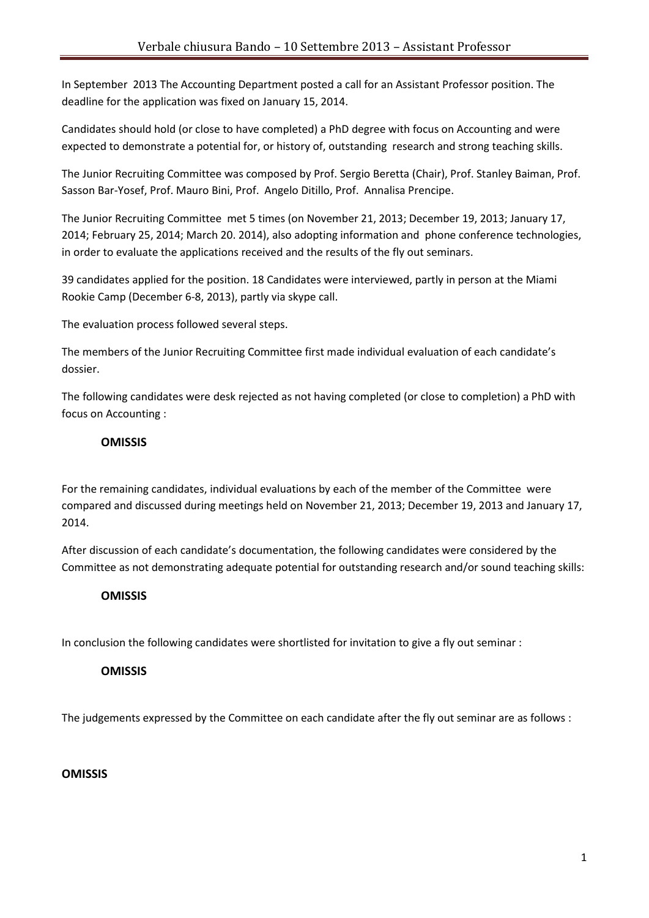# Verbale chiusura Bando – 10 Settembre 2013 – Assistant Professor

In September 2013 The Accounting Department posted a call for an Assistant Professor position. The deadline for the application was fixed on January 15, 2014.

Candidates should hold (or close to have completed) a PhD degree with focus on Accounting and were expected to demonstrate a potential for, or history of, outstanding research and strong teaching skills.

The Junior Recruiting Committee was composed by Prof. Sergio Beretta (Chair), Prof. Stanley Baiman, Prof. Sasson Bar-Yosef, Prof. Mauro Bini, Prof. Angelo Ditillo, Prof. Annalisa Prencipe.

The Junior Recruiting Committee met 5 times (on November 21, 2013; December 19, 2013; January 17, 2014; February 25, 2014; March 20. 2014), also adopting information and phone conference technologies, in order to evaluate the applications received and the results of the fly out seminars.

39 candidates applied for the position. 18 Candidates were interviewed, partly in person at the Miami Rookie Camp (December 6-8, 2013), partly via skype call.

The evaluation process followed several steps.

The members of the Junior Recruiting Committee first made individual evaluation of each candidate's dossier.

The following candidates were desk rejected as not having completed (or close to completion) a PhD with focus on Accounting :

**OMISSIS**

For the remaining candidates, individual evaluations by each of the member of the Committee were compared and discussed during meetings held on November 21, 2013; December 19, 2013 and January 17, 2014.

After discussion of each candidate's documentation, the following candidates were considered by the Committee as not demonstrating adequate potential for outstanding research and/or sound teaching skills:

**OMISSIS**

In conclusion the following candidates were shortlisted for invitation to give a fly out seminar :

**OMISSIS**

The judgements expressed by the Committee on each candidate after the fly out seminar are as follows :

**OMISSIS**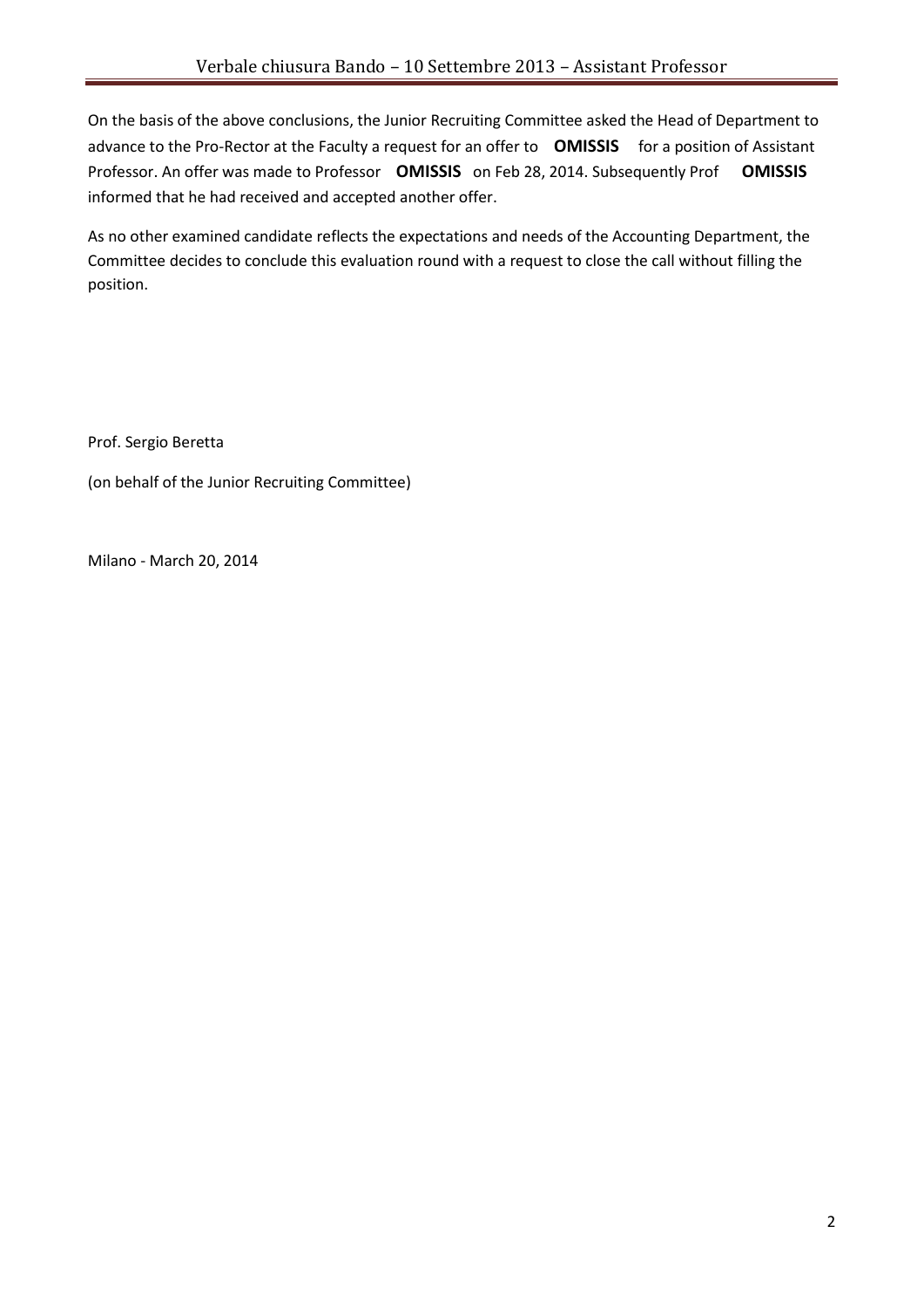On the basis of the above conclusions, the Junior Recruiting Committee asked the Head of Department to advance to the Pro-Rector at the Faculty a request for an offer to **OMISSIS** for a position of Assistant Professor. An offer was made to Professor **OMISSIS** on Feb 28, 2014. Subsequently Prof **OMISSIS** informed that he had received and accepted another offer.

As no other examined candidate reflects the expectations and needs of the Accounting Department, the Committee decides to conclude this evaluation round with a request to close the call without filling the position.

Prof. Sergio Beretta

(on behalf of the Junior Recruiting Committee)

Milano - March 20, 2014